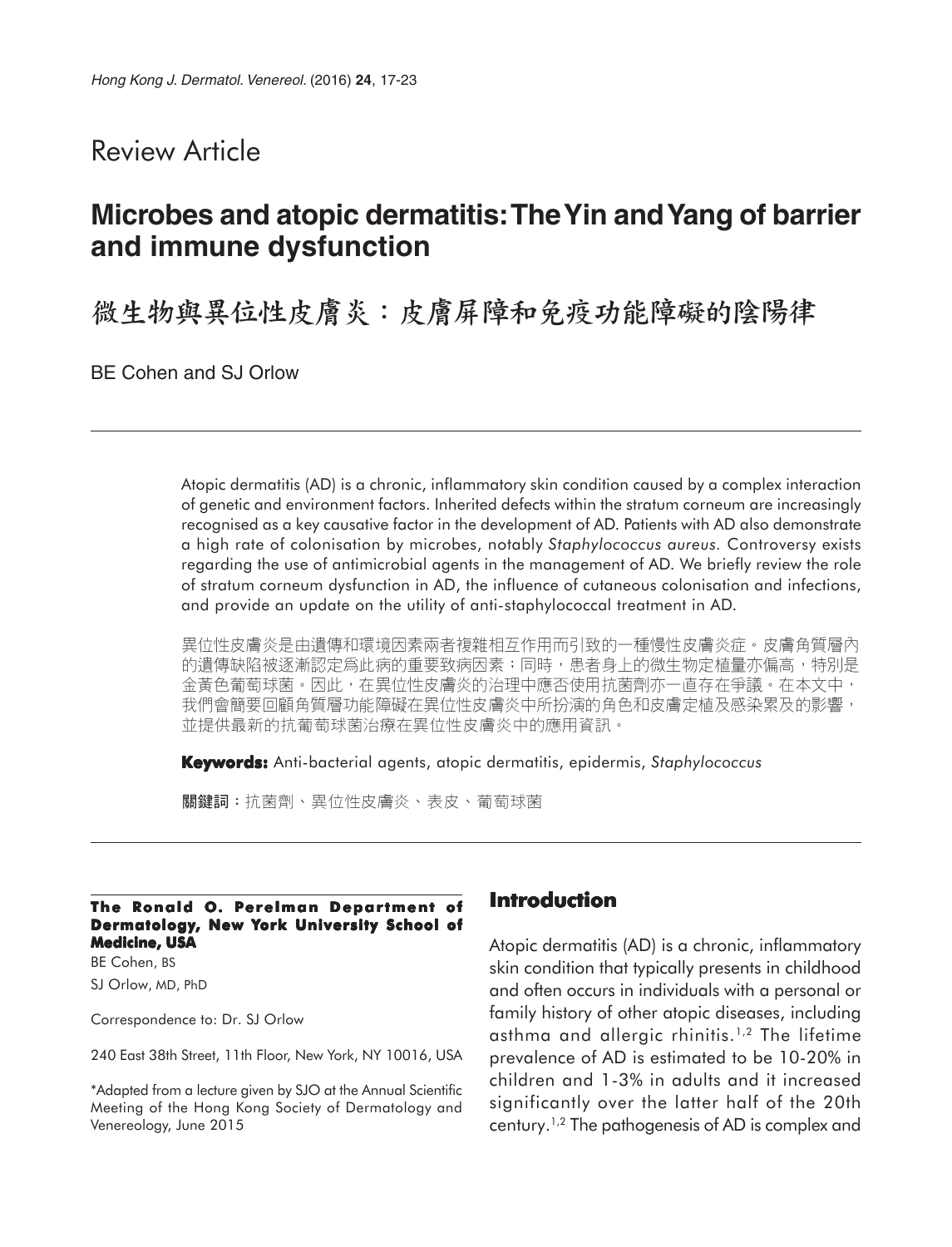Review Article

# Microbes and atopic dermatitis: The Yin and Yang of barrier and immune dysfunction

# 微生物與異位性皮膚炎：皮膚屏障和免疫功能障礙的陰陽律

BE Cohen and SJ Orlow

Atopic dermatitis (AD) is a chronic, inflammatory skin condition caused by a complex interaction of genetic and environment factors. Inherited defects within the stratum corneum are increasingly recognised as a key causative factor in the development of AD. Patients with AD also demonstrate a high rate of colonisation by microbes, notably *Staphylococcus aureus*. Controversy exists regarding the use of antimicrobial agents in the management of AD. We briefly review the role of stratum corneum dysfunction in AD, the influence of cutaneous colonisation and infections, and provide an update on the utility of anti-staphylococcal treatment in AD.

異位性皮膚炎是由遺傳和環境因素兩者複雜相互作用而引致的一種慢性皮膚炎症。皮膚角質層內的遺傳缺陷被逐漸認定爲此病的重要致病因素；同時，患者身上的微生物定植量亦偏高，特別是金黃色葡萄球菌。因此，在異位性皮膚炎的治理中應否使用抗菌劑亦一直存在爭議。在本文中，我們會簡要回顧角質層功能障礙在異位性皮膚炎中所扮演的角色和皮膚定植及感染累及的影響，並提供最新的抗葡萄球菌治療在異位性皮膚炎中的應用資訊。

**Keywords:** Anti-bacterial agents, atopic dermatitis, epidermis, *Staphylococcus*

**關鍵詞**：抗菌劑、異位性皮膚炎、表皮、葡萄球菌

**The Ronald O. Perelman Department of Dermatology, New York University School of Medicine, USA**

BE Cohen, BS

SJ Orlow, MD, PhD

Correspondence to: Dr. SJ Orlow

240 East 38th Street, 11th Floor, New York, NY 10016, USA

*Adapted from a lecture given by SJO at the Annual Scientific Meeting of the Hong Kong Society of Dermatology and Venereology, June 2015

## Introduction

Atopic dermatitis (AD) is a chronic, inflammatory skin condition that typically presents in childhood and often occurs in individuals with a personal or family history of other atopic diseases, including asthma and allergic rhinitis.[1,2] The lifetime prevalence of AD is estimated to be 10-20% in children and 1-3% in adults and it increased significantly over the latter half of the 20th century.[1,2] The pathogenesis of AD is complex and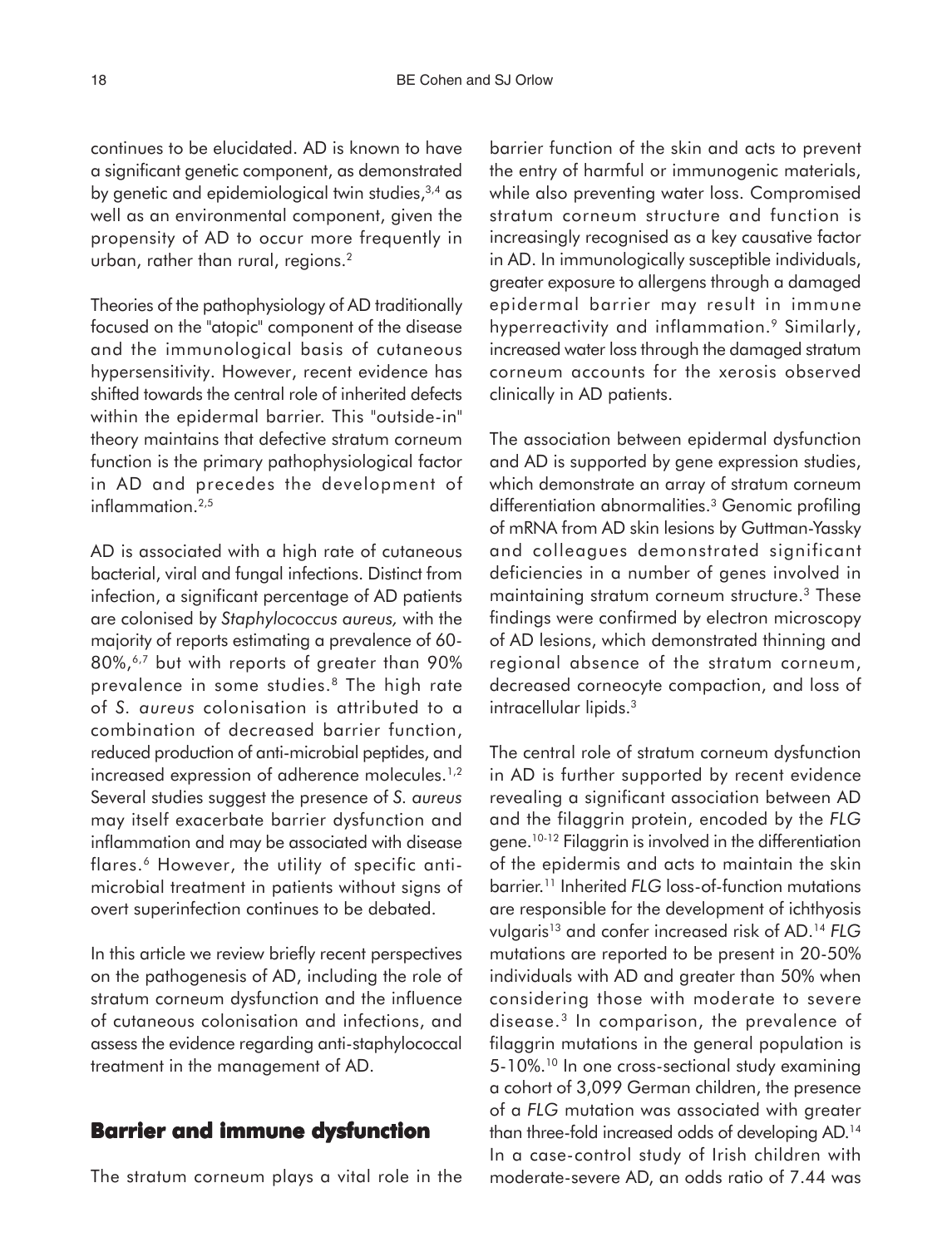continues to be elucidated. AD is known to have a significant genetic component, as demonstrated by genetic and epidemiological twin studies,[3,4] as well as an environmental component, given the propensity of AD to occur more frequently in urban, rather than rural, regions.[2]

Theories of the pathophysiology of AD traditionally focused on the "atopic" component of the disease and the immunological basis of cutaneous hypersensitivity. However, recent evidence has shifted towards the central role of inherited defects within the epidermal barrier. This "outside-in" theory maintains that defective stratum corneum function is the primary pathophysiological factor in AD and precedes the development of inflammation.[2,5]

AD is associated with a high rate of cutaneous bacterial, viral and fungal infections. Distinct from infection, a significant percentage of AD patients are colonised by *Staphylococcus aureus,* with the majority of reports estimating a prevalence of 60-80%,[6,7] but with reports of greater than 90% prevalence in some studies.[8] The high rate of *S. aureus* colonisation is attributed to a combination of decreased barrier function, reduced production of anti-microbial peptides, and increased expression of adherence molecules.[1,2] Several studies suggest the presence of *S. aureus* may itself exacerbate barrier dysfunction and inflammation and may be associated with disease flares.[6] However, the utility of specific anti-microbial treatment in patients without signs of overt superinfection continues to be debated.

In this article we review briefly recent perspectives on the pathogenesis of AD, including the role of stratum corneum dysfunction and the influence of cutaneous colonisation and infections, and assess the evidence regarding anti-staphylococcal treatment in the management of AD.

## Barrier and immune dysfunction

The stratum corneum plays a vital role in the barrier function of the skin and acts to prevent the entry of harmful or immunogenic materials, while also preventing water loss. Compromised stratum corneum structure and function is increasingly recognised as a key causative factor in AD. In immunologically susceptible individuals, greater exposure to allergens through a damaged epidermal barrier may result in immune hyperreactivity and inflammation.[9] Similarly, increased water loss through the damaged stratum corneum accounts for the xerosis observed clinically in AD patients.

The association between epidermal dysfunction and AD is supported by gene expression studies, which demonstrate an array of stratum corneum differentiation abnormalities.[3] Genomic profiling of mRNA from AD skin lesions by Guttman-Yassky and colleagues demonstrated significant deficiencies in a number of genes involved in maintaining stratum corneum structure.[3] These findings were confirmed by electron microscopy of AD lesions, which demonstrated thinning and regional absence of the stratum corneum, decreased corneocyte compaction, and loss of intracellular lipids.[3]

The central role of stratum corneum dysfunction in AD is further supported by recent evidence revealing a significant association between AD and the filaggrin protein, encoded by the *FLG* gene.[10-12] Filaggrin is involved in the differentiation of the epidermis and acts to maintain the skin barrier.[11] Inherited *FLG* loss-of-function mutations are responsible for the development of ichthyosis vulgaris[13] and confer increased risk of AD.[14] *FLG* mutations are reported to be present in 20-50% individuals with AD and greater than 50% when considering those with moderate to severe disease.[3] In comparison, the prevalence of filaggrin mutations in the general population is 5-10%.[10] In one cross-sectional study examining a cohort of 3,099 German children, the presence of a *FLG* mutation was associated with greater than three-fold increased odds of developing AD.[14] In a case-control study of Irish children with moderate-severe AD, an odds ratio of 7.44 was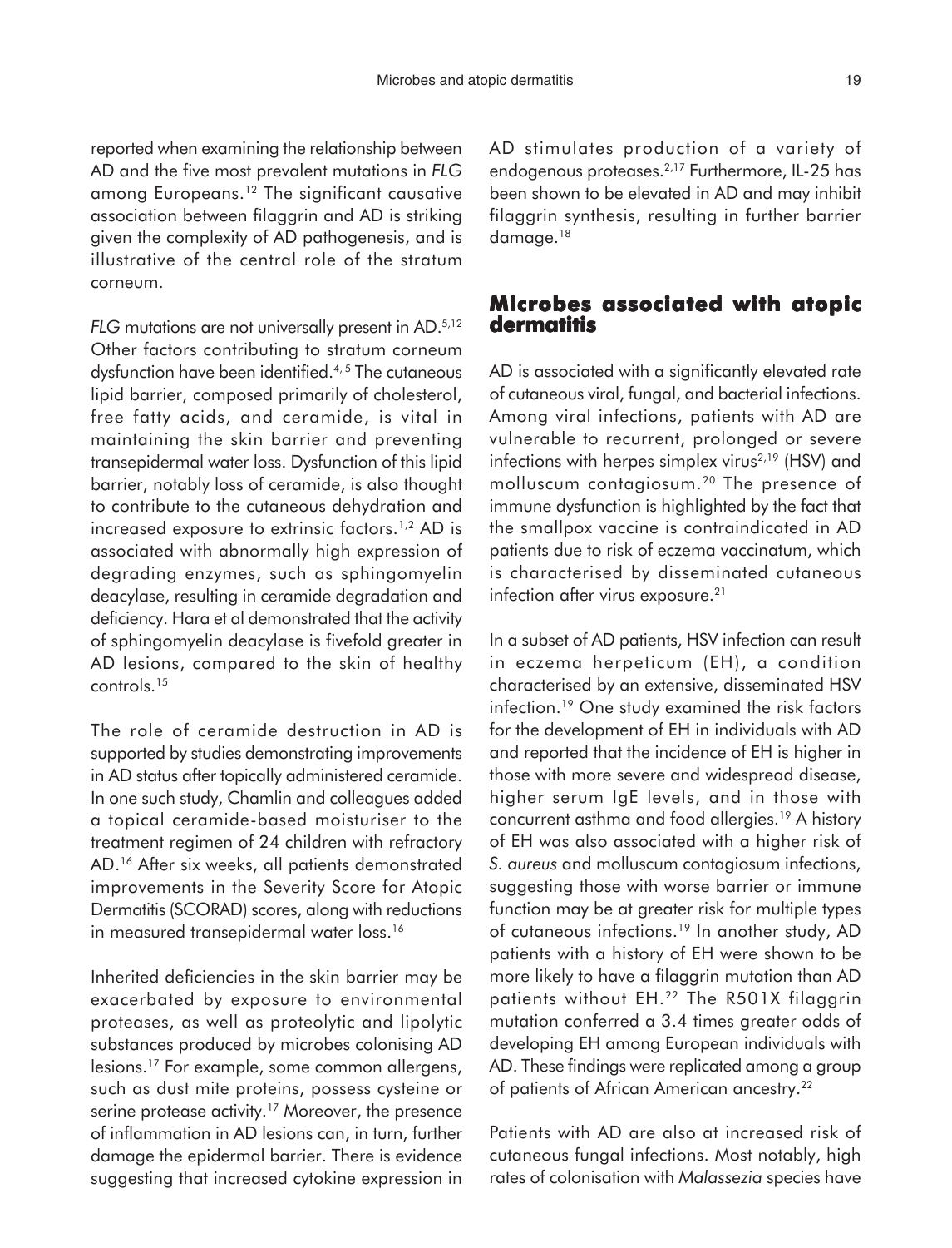reported when examining the relationship between AD and the five most prevalent mutations in *FLG* among Europeans.[12] The significant causative association between filaggrin and AD is striking given the complexity of AD pathogenesis, and is illustrative of the central role of the stratum corneum.

*FLG* mutations are not universally present in AD.[5,12] Other factors contributing to stratum corneum dysfunction have been identified.[4,5] The cutaneous lipid barrier, composed primarily of cholesterol, free fatty acids, and ceramide, is vital in maintaining the skin barrier and preventing transepidermal water loss. Dysfunction of this lipid barrier, notably loss of ceramide, is also thought to contribute to the cutaneous dehydration and increased exposure to extrinsic factors.[1,2] AD is associated with abnormally high expression of degrading enzymes, such as sphingomyelin deacylase, resulting in ceramide degradation and deficiency. Hara et al demonstrated that the activity of sphingomyelin deacylase is fivefold greater in AD lesions, compared to the skin of healthy controls.[15]

The role of ceramide destruction in AD is supported by studies demonstrating improvements in AD status after topically administered ceramide. In one such study, Chamlin and colleagues added a topical ceramide-based moisturiser to the treatment regimen of 24 children with refractory AD.[16] After six weeks, all patients demonstrated improvements in the Severity Score for Atopic Dermatitis (SCORAD) scores, along with reductions in measured transepidermal water loss.[16]

Inherited deficiencies in the skin barrier may be exacerbated by exposure to environmental proteases, as well as proteolytic and lipolytic substances produced by microbes colonising AD lesions.[17] For example, some common allergens, such as dust mite proteins, possess cysteine or serine protease activity.[17] Moreover, the presence of inflammation in AD lesions can, in turn, further damage the epidermal barrier. There is evidence suggesting that increased cytokine expression in AD stimulates production of a variety of endogenous proteases.[2,17] Furthermore, IL-25 has been shown to be elevated in AD and may inhibit filaggrin synthesis, resulting in further barrier damage.[18]

## Microbes associated with atopic dermatitis

AD is associated with a significantly elevated rate of cutaneous viral, fungal, and bacterial infections. Among viral infections, patients with AD are vulnerable to recurrent, prolonged or severe infections with herpes simplex virus[2,19] (HSV) and molluscum contagiosum.[20] The presence of immune dysfunction is highlighted by the fact that the smallpox vaccine is contraindicated in AD patients due to risk of eczema vaccinatum, which is characterised by disseminated cutaneous infection after virus exposure.[21]

In a subset of AD patients, HSV infection can result in eczema herpeticum (EH), a condition characterised by an extensive, disseminated HSV infection.[19] One study examined the risk factors for the development of EH in individuals with AD and reported that the incidence of EH is higher in those with more severe and widespread disease, higher serum IgE levels, and in those with concurrent asthma and food allergies.[19] A history of EH was also associated with a higher risk of *S. aureus* and molluscum contagiosum infections, suggesting those with worse barrier or immune function may be at greater risk for multiple types of cutaneous infections.[19] In another study, AD patients with a history of EH were shown to be more likely to have a filaggrin mutation than AD patients without EH.[22] The R501X filaggrin mutation conferred a 3.4 times greater odds of developing EH among European individuals with AD. These findings were replicated among a group of patients of African American ancestry.[22]

Patients with AD are also at increased risk of cutaneous fungal infections. Most notably, high rates of colonisation with *Malassezia* species have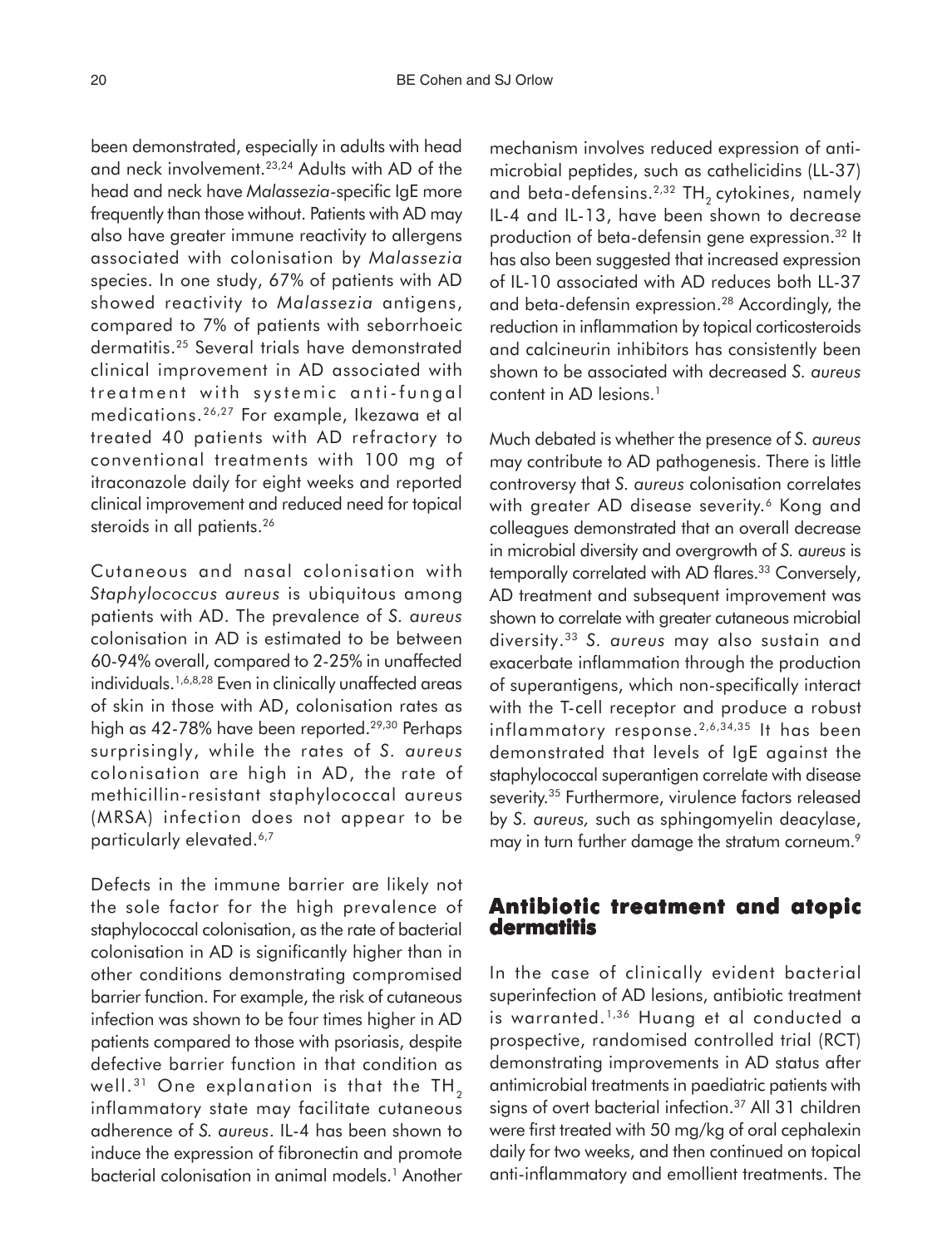been demonstrated, especially in adults with head and neck involvement.[23,24] Adults with AD of the head and neck have *Malassezia*-specific IgE more frequently than those without. Patients with AD may also have greater immune reactivity to allergens associated with colonisation by *Malassezia* species. In one study, 67% of patients with AD showed reactivity to *Malassezia* antigens, compared to 7% of patients with seborrhoeic dermatitis.[25] Several trials have demonstrated clinical improvement in AD associated with treatment with systemic anti-fungal medications.[26,27] For example, Ikezawa et al treated 40 patients with AD refractory to conventional treatments with 100 mg of itraconazole daily for eight weeks and reported clinical improvement and reduced need for topical steroids in all patients.[26]

Cutaneous and nasal colonisation with *Staphylococcus aureus* is ubiquitous among patients with AD. The prevalence of *S. aureus* colonisation in AD is estimated to be between 60-94% overall, compared to 2-25% in unaffected individuals.[1,6,8,28] Even in clinically unaffected areas of skin in those with AD, colonisation rates as high as 42-78% have been reported.[29,30] Perhaps surprisingly, while the rates of *S. aureus* colonisation are high in AD, the rate of methicillin-resistant staphylococcal aureus (MRSA) infection does not appear to be particularly elevated.[6,7]

Defects in the immune barrier are likely not the sole factor for the high prevalence of staphylococcal colonisation, as the rate of bacterial colonisation in AD is significantly higher than in other conditions demonstrating compromised barrier function. For example, the risk of cutaneous infection was shown to be four times higher in AD patients compared to those with psoriasis, despite defective barrier function in that condition as well.[31] One explanation is that the $TH_2$ inflammatory state may facilitate cutaneous adherence of *S. aureus*. IL-4 has been shown to induce the expression of fibronectin and promote bacterial colonisation in animal models.[1] Another mechanism involves reduced expression of anti-microbial peptides, such as cathelicidins (LL-37) and beta-defensins.[2,32] $TH_2$ cytokines, namely IL-4 and IL-13, have been shown to decrease production of beta-defensin gene expression.[32] It has also been suggested that increased expression of IL-10 associated with AD reduces both LL-37 and beta-defensin expression.[28] Accordingly, the reduction in inflammation by topical corticosteroids and calcineurin inhibitors has consistently been shown to be associated with decreased *S. aureus* content in AD lesions.[1]

Much debated is whether the presence of *S. aureus* may contribute to AD pathogenesis. There is little controversy that *S. aureus* colonisation correlates with greater AD disease severity.[6] Kong and colleagues demonstrated that an overall decrease in microbial diversity and overgrowth of *S. aureus* is temporally correlated with AD flares.[33] Conversely, AD treatment and subsequent improvement was shown to correlate with greater cutaneous microbial diversity.[33] *S. aureus* may also sustain and exacerbate inflammation through the production of superantigens, which non-specifically interact with the T-cell receptor and produce a robust inflammatory response.[2,6,34,35] It has been demonstrated that levels of IgE against the staphylococcal superantigen correlate with disease severity.[35] Furthermore, virulence factors released by *S. aureus,* such as sphingomyelin deacylase, may in turn further damage the stratum corneum.[9]

## Antibiotic treatment and atopic dermatitis

In the case of clinically evident bacterial superinfection of AD lesions, antibiotic treatment is warranted.[1,36] Huang et al conducted a prospective, randomised controlled trial (RCT) demonstrating improvements in AD status after antimicrobial treatments in paediatric patients with signs of overt bacterial infection.[37] All 31 children were first treated with 50 mg/kg of oral cephalexin daily for two weeks, and then continued on topical anti-inflammatory and emollient treatments. The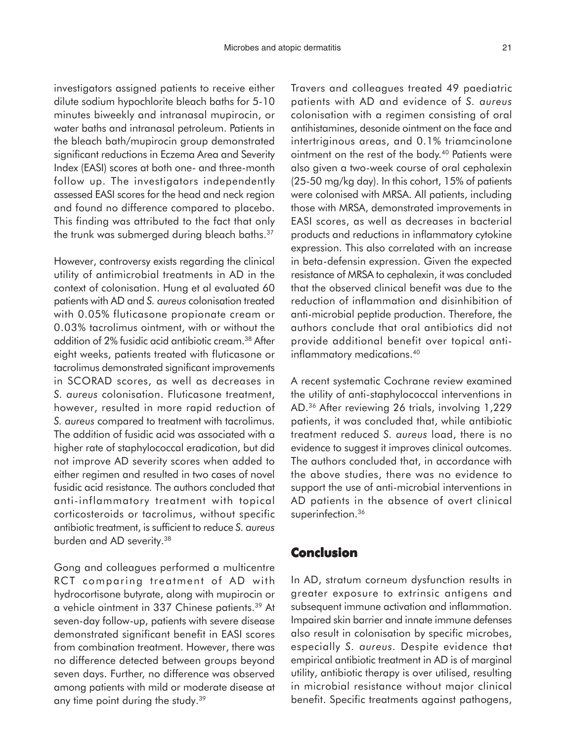investigators assigned patients to receive either dilute sodium hypochlorite bleach baths for 5-10 minutes biweekly and intranasal mupirocin, or water baths and intranasal petroleum. Patients in the bleach bath/mupirocin group demonstrated significant reductions in Eczema Area and Severity Index (EASI) scores at both one- and three-month follow up. The investigators independently assessed EASI scores for the head and neck region and found no difference compared to placebo. This finding was attributed to the fact that only the trunk was submerged during bleach baths.[37]

However, controversy exists regarding the clinical utility of antimicrobial treatments in AD in the context of colonisation. Hung et al evaluated 60 patients with AD and *S. aureus* colonisation treated with 0.05% fluticasone propionate cream or 0.03% tacrolimus ointment, with or without the addition of 2% fusidic acid antibiotic cream.[38] After eight weeks, patients treated with fluticasone or tacrolimus demonstrated significant improvements in SCORAD scores, as well as decreases in *S. aureus* colonisation. Fluticasone treatment, however, resulted in more rapid reduction of *S. aureus* compared to treatment with tacrolimus. The addition of fusidic acid was associated with a higher rate of staphylococcal eradication, but did not improve AD severity scores when added to either regimen and resulted in two cases of novel fusidic acid resistance. The authors concluded that anti-inflammatory treatment with topical corticosteroids or tacrolimus, without specific antibiotic treatment, is sufficient to reduce *S. aureus* burden and AD severity.[38]

Gong and colleagues performed a multicentre RCT comparing treatment of AD with hydrocortisone butyrate, along with mupirocin or a vehicle ointment in 337 Chinese patients.[39] At seven-day follow-up, patients with severe disease demonstrated significant benefit in EASI scores from combination treatment. However, there was no difference detected between groups beyond seven days. Further, no difference was observed among patients with mild or moderate disease at any time point during the study.[39]

Travers and colleagues treated 49 paediatric patients with AD and evidence of *S. aureus* colonisation with a regimen consisting of oral antihistamines, desonide ointment on the face and intertriginous areas, and 0.1% triamcinolone ointment on the rest of the body.[40] Patients were also given a two-week course of oral cephalexin (25-50 mg/kg day). In this cohort, 15% of patients were colonised with MRSA. All patients, including those with MRSA, demonstrated improvements in EASI scores, as well as decreases in bacterial products and reductions in inflammatory cytokine expression. This also correlated with an increase in beta-defensin expression. Given the expected resistance of MRSA to cephalexin, it was concluded that the observed clinical benefit was due to the reduction of inflammation and disinhibition of anti-microbial peptide production. Therefore, the authors conclude that oral antibiotics did not provide additional benefit over topical anti-inflammatory medications.[40]

A recent systematic Cochrane review examined the utility of anti-staphylococcal interventions in AD.[36] After reviewing 26 trials, involving 1,229 patients, it was concluded that, while antibiotic treatment reduced *S. aureus* load, there is no evidence to suggest it improves clinical outcomes. The authors concluded that, in accordance with the above studies, there was no evidence to support the use of anti-microbial interventions in AD patients in the absence of overt clinical superinfection.[36]

## Conclusion

In AD, stratum corneum dysfunction results in greater exposure to extrinsic antigens and subsequent immune activation and inflammation. Impaired skin barrier and innate immune defenses also result in colonisation by specific microbes, especially *S. aureus*. Despite evidence that empirical antibiotic treatment in AD is of marginal utility, antibiotic therapy is over utilised, resulting in microbial resistance without major clinical benefit. Specific treatments against pathogens,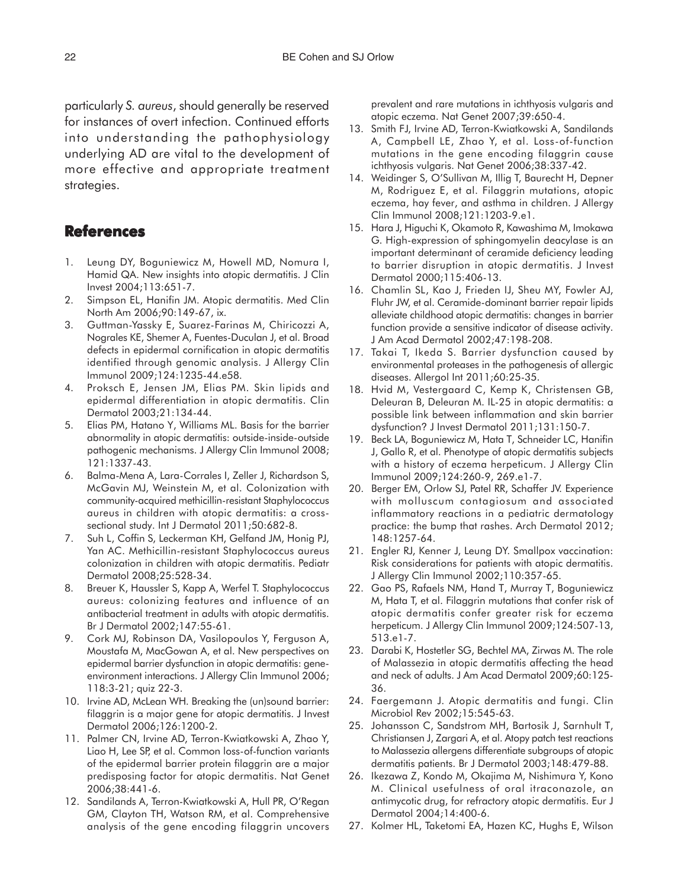particularly *S. aureus*, should generally be reserved for instances of overt infection. Continued efforts into understanding the pathophysiology underlying AD are vital to the development of more effective and appropriate treatment strategies.

## References

1. Leung DY, Boguniewicz M, Howell MD, Nomura I, Hamid QA. New insights into atopic dermatitis. J Clin Invest 2004;113:651-7.
2. Simpson EL, Hanifin JM. Atopic dermatitis. Med Clin North Am 2006;90:149-67, ix.
3. Guttman-Yassky E, Suarez-Farinas M, Chiricozzi A, Nograles KE, Shemer A, Fuentes-Duculan J, et al. Broad defects in epidermal cornification in atopic dermatitis identified through genomic analysis. J Allergy Clin Immunol 2009;124:1235-44.e58.
4. Proksch E, Jensen JM, Elias PM. Skin lipids and epidermal differentiation in atopic dermatitis. Clin Dermatol 2003;21:134-44.
5. Elias PM, Hatano Y, Williams ML. Basis for the barrier abnormality in atopic dermatitis: outside-inside-outside pathogenic mechanisms. J Allergy Clin Immunol 2008; 121:1337-43.
6. Balma-Mena A, Lara-Corrales I, Zeller J, Richardson S, McGavin MJ, Weinstein M, et al. Colonization with community-acquired methicillin-resistant Staphylococcus aureus in children with atopic dermatitis: a cross-sectional study. Int J Dermatol 2011;50:682-8.
7. Suh L, Coffin S, Leckerman KH, Gelfand JM, Honig PJ, Yan AC. Methicillin-resistant Staphylococcus aureus colonization in children with atopic dermatitis. Pediatr Dermatol 2008;25:528-34.
8. Breuer K, Haussler S, Kapp A, Werfel T. Staphylococcus aureus: colonizing features and influence of an antibacterial treatment in adults with atopic dermatitis. Br J Dermatol 2002;147:55-61.
9. Cork MJ, Robinson DA, Vasilopoulos Y, Ferguson A, Moustafa M, MacGowan A, et al. New perspectives on epidermal barrier dysfunction in atopic dermatitis: gene-environment interactions. J Allergy Clin Immunol 2006; 118:3-21; quiz 22-3.
10. Irvine AD, McLean WH. Breaking the (un)sound barrier: filaggrin is a major gene for atopic dermatitis. J Invest Dermatol 2006;126:1200-2.
11. Palmer CN, Irvine AD, Terron-Kwiatkowski A, Zhao Y, Liao H, Lee SP, et al. Common loss-of-function variants of the epidermal barrier protein filaggrin are a major predisposing factor for atopic dermatitis. Nat Genet 2006;38:441-6.
12. Sandilands A, Terron-Kwiatkowski A, Hull PR, O'Regan GM, Clayton TH, Watson RM, et al. Comprehensive analysis of the gene encoding filaggrin uncovers prevalent and rare mutations in ichthyosis vulgaris and atopic eczema. Nat Genet 2007;39:650-4.
13. Smith FJ, Irvine AD, Terron-Kwiatkowski A, Sandilands A, Campbell LE, Zhao Y, et al. Loss-of-function mutations in the gene encoding filaggrin cause ichthyosis vulgaris. Nat Genet 2006;38:337-42.
14. Weidinger S, O'Sullivan M, Illig T, Baurecht H, Depner M, Rodriguez E, et al. Filaggrin mutations, atopic eczema, hay fever, and asthma in children. J Allergy Clin Immunol 2008;121:1203-9.e1.
15. Hara J, Higuchi K, Okamoto R, Kawashima M, Imokawa G. High-expression of sphingomyelin deacylase is an important determinant of ceramide deficiency leading to barrier disruption in atopic dermatitis. J Invest Dermatol 2000;115:406-13.
16. Chamlin SL, Kao J, Frieden IJ, Sheu MY, Fowler AJ, Fluhr JW, et al. Ceramide-dominant barrier repair lipids alleviate childhood atopic dermatitis: changes in barrier function provide a sensitive indicator of disease activity. J Am Acad Dermatol 2002;47:198-208.
17. Takai T, Ikeda S. Barrier dysfunction caused by environmental proteases in the pathogenesis of allergic diseases. Allergol Int 2011;60:25-35.
18. Hvid M, Vestergaard C, Kemp K, Christensen GB, Deleuran B, Deleuran M. IL-25 in atopic dermatitis: a possible link between inflammation and skin barrier dysfunction? J Invest Dermatol 2011;131:150-7.
19. Beck LA, Boguniewicz M, Hata T, Schneider LC, Hanifin J, Gallo R, et al. Phenotype of atopic dermatitis subjects with a history of eczema herpeticum. J Allergy Clin Immunol 2009;124:260-9, 269.e1-7.
20. Berger EM, Orlow SJ, Patel RR, Schaffer JV. Experience with molluscum contagiosum and associated inflammatory reactions in a pediatric dermatology practice: the bump that rashes. Arch Dermatol 2012; 148:1257-64.
21. Engler RJ, Kenner J, Leung DY. Smallpox vaccination: Risk considerations for patients with atopic dermatitis. J Allergy Clin Immunol 2002;110:357-65.
22. Gao PS, Rafaels NM, Hand T, Murray T, Boguniewicz M, Hata T, et al. Filaggrin mutations that confer risk of atopic dermatitis confer greater risk for eczema herpeticum. J Allergy Clin Immunol 2009;124:507-13, 513.e1-7.
23. Darabi K, Hostetler SG, Bechtel MA, Zirwas M. The role of Malassezia in atopic dermatitis affecting the head and neck of adults. J Am Acad Dermatol 2009;60:125-36.
24. Faergemann J. Atopic dermatitis and fungi. Clin Microbiol Rev 2002;15:545-63.
25. Johansson C, Sandstrom MH, Bartosik J, Sarnhult T, Christiansen J, Zargari A, et al. Atopy patch test reactions to Malassezia allergens differentiate subgroups of atopic dermatitis patients. Br J Dermatol 2003;148:479-88.
26. Ikezawa Z, Kondo M, Okajima M, Nishimura Y, Kono M. Clinical usefulness of oral itraconazole, an antimycotic drug, for refractory atopic dermatitis. Eur J Dermatol 2004;14:400-6.
27. Kolmer HL, Taketomi EA, Hazen KC, Hughs E, Wilson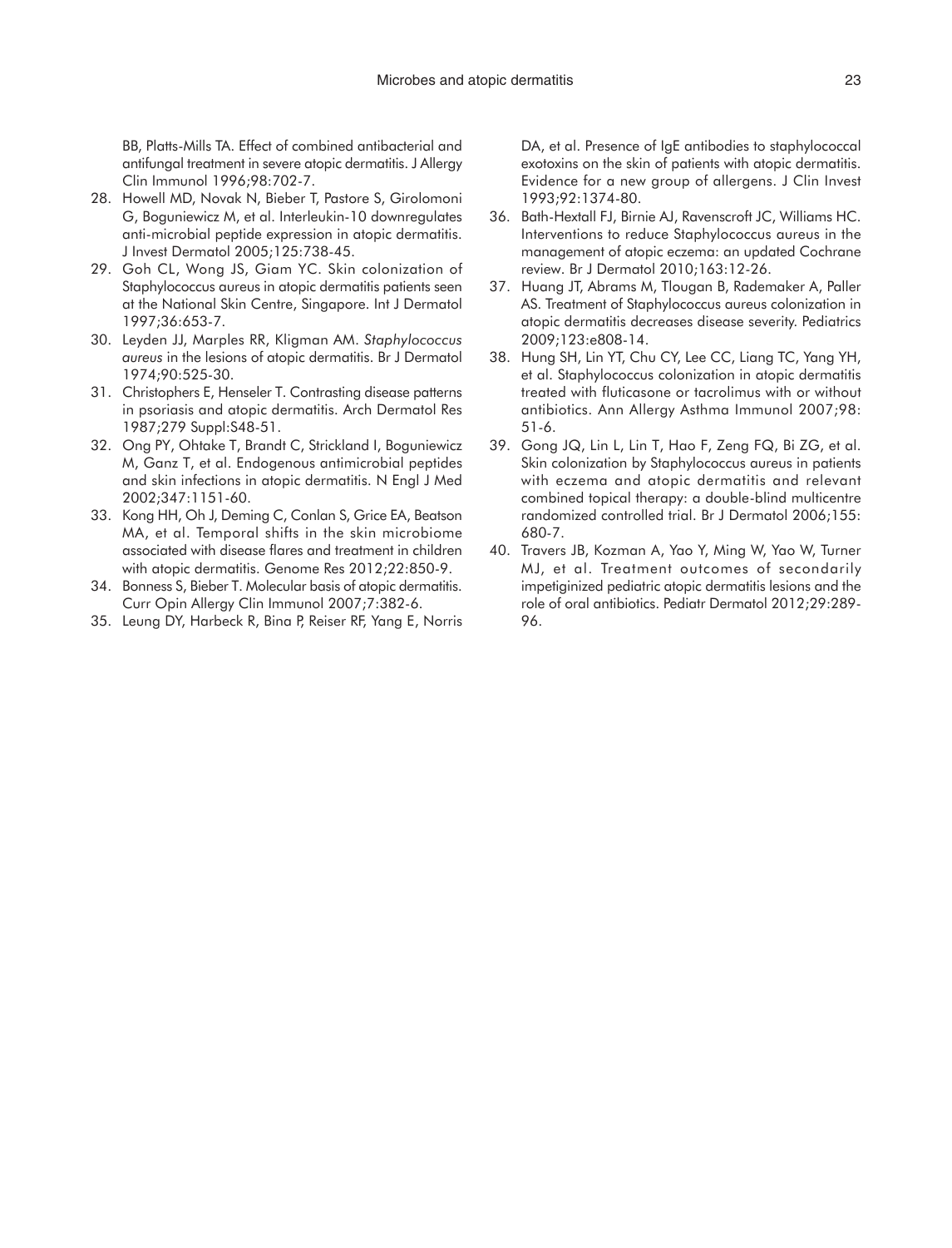BB, Platts-Mills TA. Effect of combined antibacterial and antifungal treatment in severe atopic dermatitis. J Allergy Clin Immunol 1996;98:702-7.

28. Howell MD, Novak N, Bieber T, Pastore S, Girolomoni G, Boguniewicz M, et al. Interleukin-10 downregulates anti-microbial peptide expression in atopic dermatitis. J Invest Dermatol 2005;125:738-45.
29. Goh CL, Wong JS, Giam YC. Skin colonization of Staphylococcus aureus in atopic dermatitis patients seen at the National Skin Centre, Singapore. Int J Dermatol 1997;36:653-7.
30. Leyden JJ, Marples RR, Kligman AM. *Staphylococcus aureus* in the lesions of atopic dermatitis. Br J Dermatol 1974;90:525-30.
31. Christophers E, Henseler T. Contrasting disease patterns in psoriasis and atopic dermatitis. Arch Dermatol Res 1987;279 Suppl:S48-51.
32. Ong PY, Ohtake T, Brandt C, Strickland I, Boguniewicz M, Ganz T, et al. Endogenous antimicrobial peptides and skin infections in atopic dermatitis. N Engl J Med 2002;347:1151-60.
33. Kong HH, Oh J, Deming C, Conlan S, Grice EA, Beatson MA, et al. Temporal shifts in the skin microbiome associated with disease flares and treatment in children with atopic dermatitis. Genome Res 2012;22:850-9.
34. Bonness S, Bieber T. Molecular basis of atopic dermatitis. Curr Opin Allergy Clin Immunol 2007;7:382-6.
35. Leung DY, Harbeck R, Bina P, Reiser RF, Yang E, Norris DA, et al. Presence of IgE antibodies to staphylococcal exotoxins on the skin of patients with atopic dermatitis. Evidence for a new group of allergens. J Clin Invest 1993;92:1374-80.
36. Bath-Hextall FJ, Birnie AJ, Ravenscroft JC, Williams HC. Interventions to reduce Staphylococcus aureus in the management of atopic eczema: an updated Cochrane review. Br J Dermatol 2010;163:12-26.
37. Huang JT, Abrams M, Tlougan B, Rademaker A, Paller AS. Treatment of Staphylococcus aureus colonization in atopic dermatitis decreases disease severity. Pediatrics 2009;123:e808-14.
38. Hung SH, Lin YT, Chu CY, Lee CC, Liang TC, Yang YH, et al. Staphylococcus colonization in atopic dermatitis treated with fluticasone or tacrolimus with or without antibiotics. Ann Allergy Asthma Immunol 2007;98: 51-6.
39. Gong JQ, Lin L, Lin T, Hao F, Zeng FQ, Bi ZG, et al. Skin colonization by Staphylococcus aureus in patients with eczema and atopic dermatitis and relevant combined topical therapy: a double-blind multicentre randomized controlled trial. Br J Dermatol 2006;155: 680-7.
40. Travers JB, Kozman A, Yao Y, Ming W, Yao W, Turner MJ, et al. Treatment outcomes of secondarily impetiginized pediatric atopic dermatitis lesions and the role of oral antibiotics. Pediatr Dermatol 2012;29:289-96.